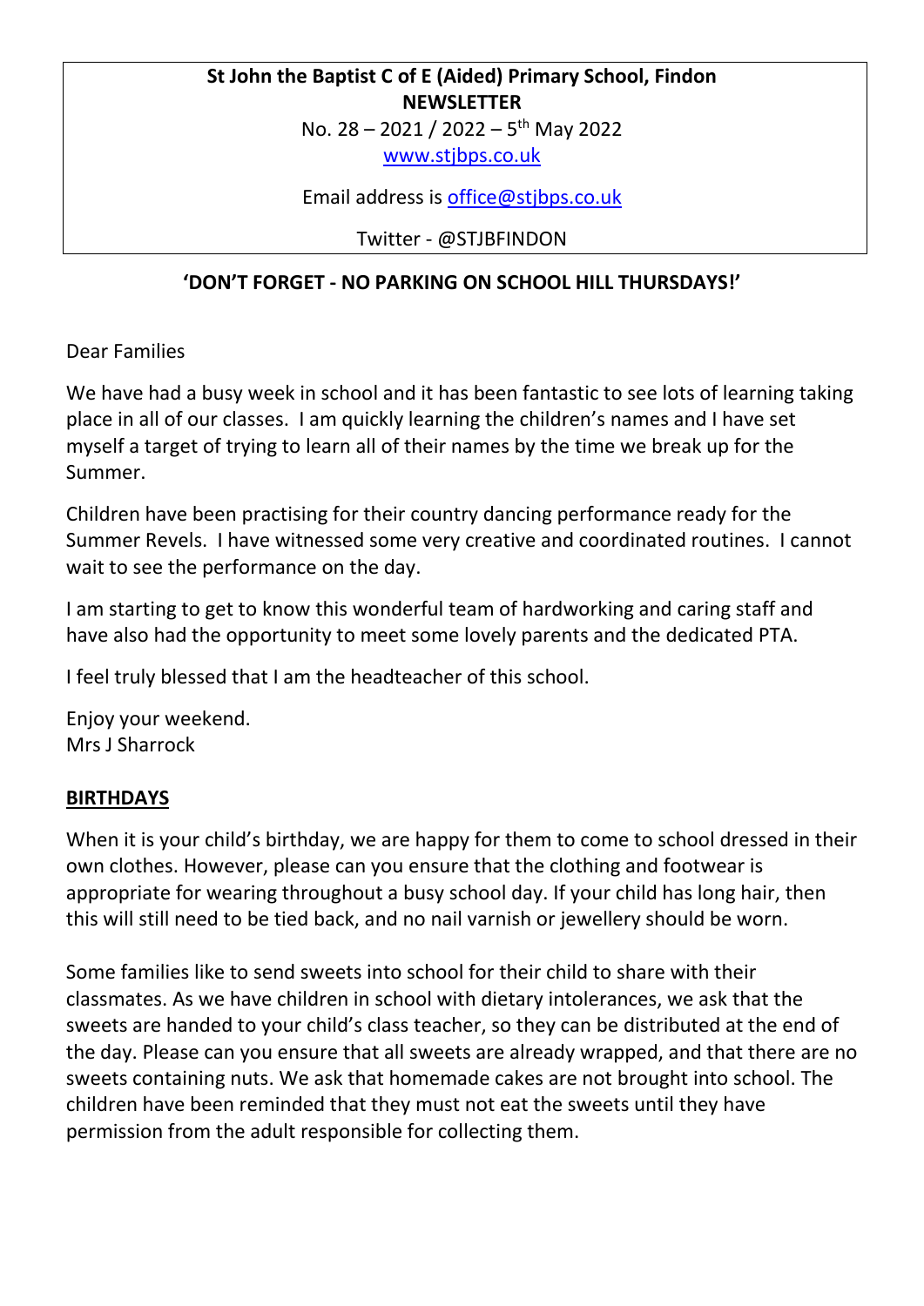**St John the Baptist C of E (Aided) Primary School, Findon**
**NEWSLETTER**
No. 28 – 2021 / 2022 – 5th May 2022
www.stjbps.co.uk

Email address is office@stjbps.co.uk

Twitter - @STJBFINDON

**'DON'T FORGET - NO PARKING ON SCHOOL HILL THURSDAYS!'**

Dear Families

We have had a busy week in school and it has been fantastic to see lots of learning taking place in all of our classes. I am quickly learning the children's names and I have set myself a target of trying to learn all of their names by the time we break up for the Summer.

Children have been practising for their country dancing performance ready for the Summer Revels. I have witnessed some very creative and coordinated routines. I cannot wait to see the performance on the day.

I am starting to get to know this wonderful team of hardworking and caring staff and have also had the opportunity to meet some lovely parents and the dedicated PTA.

I feel truly blessed that I am the headteacher of this school.

Enjoy your weekend.
Mrs J Sharrock

## BIRTHDAYS

When it is your child's birthday, we are happy for them to come to school dressed in their own clothes. However, please can you ensure that the clothing and footwear is appropriate for wearing throughout a busy school day. If your child has long hair, then this will still need to be tied back, and no nail varnish or jewellery should be worn.

Some families like to send sweets into school for their child to share with their classmates. As we have children in school with dietary intolerances, we ask that the sweets are handed to your child's class teacher, so they can be distributed at the end of the day. Please can you ensure that all sweets are already wrapped, and that there are no sweets containing nuts. We ask that homemade cakes are not brought into school. The children have been reminded that they must not eat the sweets until they have permission from the adult responsible for collecting them.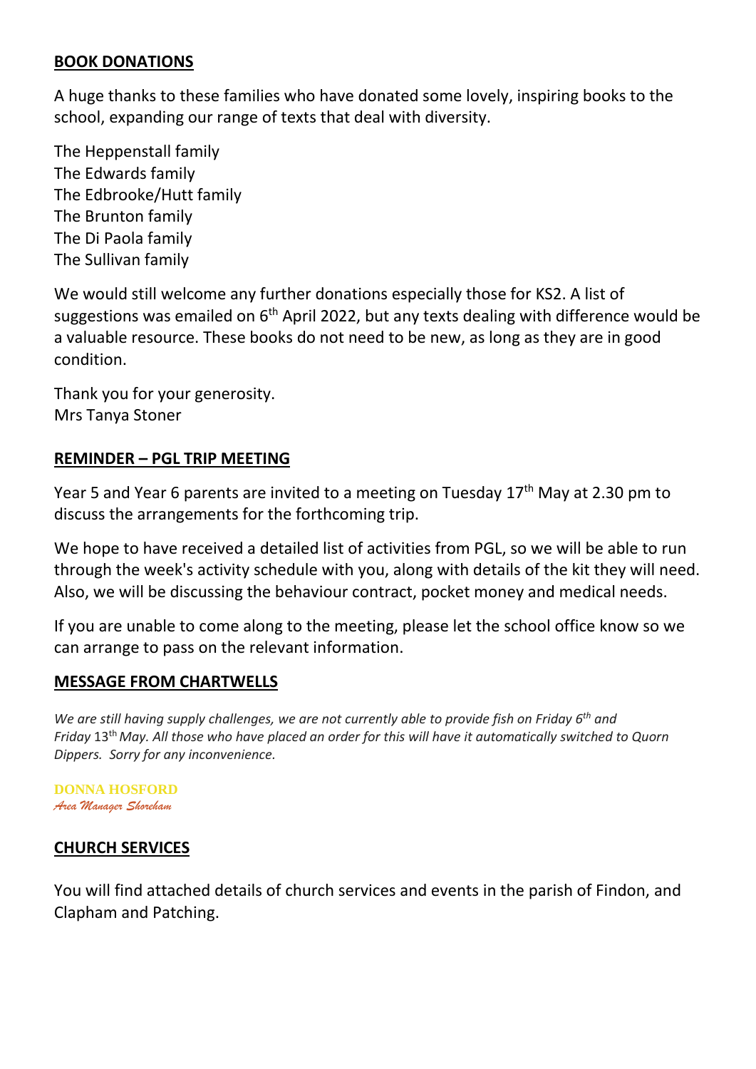**BOOK DONATIONS**

A huge thanks to these families who have donated some lovely, inspiring books to the school, expanding our range of texts that deal with diversity.

The Heppenstall family
The Edwards family
The Edbrooke/Hutt family
The Brunton family
The Di Paola family
The Sullivan family

We would still welcome any further donations especially those for KS2. A list of suggestions was emailed on 6th April 2022, but any texts dealing with difference would be a valuable resource. These books do not need to be new, as long as they are in good condition.

Thank you for your generosity.
Mrs Tanya Stoner

**REMINDER – PGL TRIP MEETING**

Year 5 and Year 6 parents are invited to a meeting on Tuesday 17th May at 2.30 pm to discuss the arrangements for the forthcoming trip.

We hope to have received a detailed list of activities from PGL, so we will be able to run through the week's activity schedule with you, along with details of the kit they will need. Also, we will be discussing the behaviour contract, pocket money and medical needs.

If you are unable to come along to the meeting, please let the school office know so we can arrange to pass on the relevant information.

**MESSAGE FROM CHARTWELLS**

*We are still having supply challenges, we are not currently able to provide fish on Friday 6th and Friday 13th May. All those who have placed an order for this will have it automatically switched to Quorn Dippers. Sorry for any inconvenience.*

**DONNA HOSFORD**
*Area Manager Shoreham*

**CHURCH SERVICES**

You will find attached details of church services and events in the parish of Findon, and Clapham and Patching.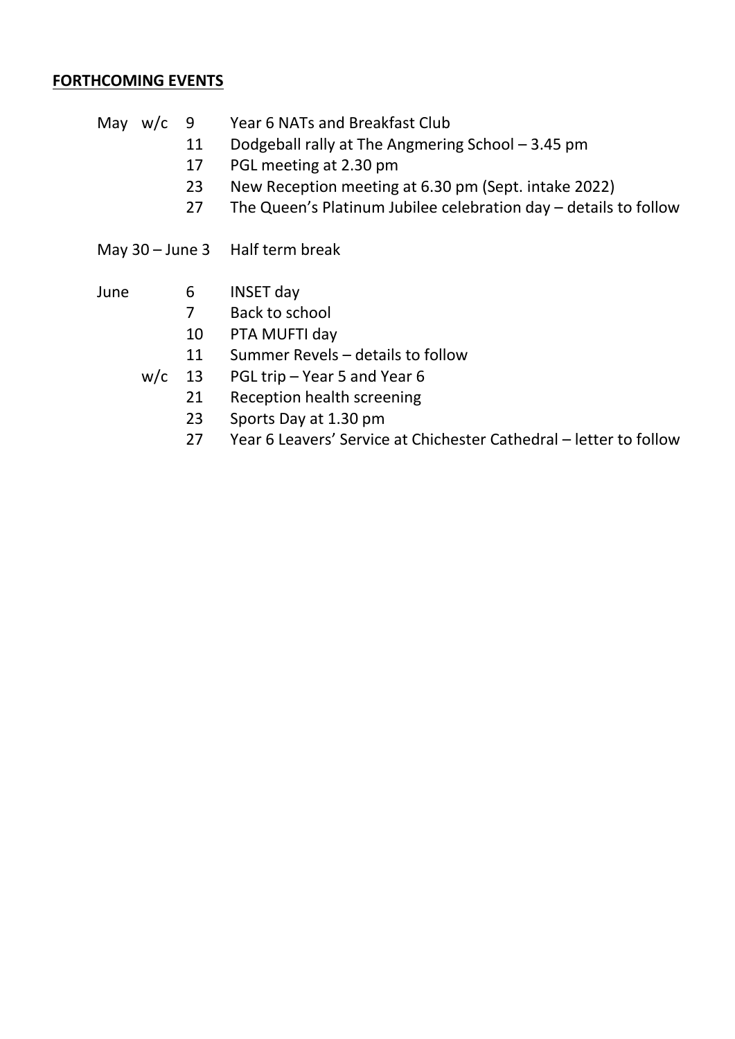**FORTHCOMING EVENTS**

| | | | |
|---|---|---|---|
| May | w/c | 9 | Year 6 NATs and Breakfast Club |
| | | 11 | Dodgeball rally at The Angmering School – 3.45 pm |
| | | 17 | PGL meeting at 2.30 pm |
| | | 23 | New Reception meeting at 6.30 pm (Sept. intake 2022) |
| | | 27 | The Queen's Platinum Jubilee celebration day – details to follow |
| May 30 – June 3 | | | Half term break |
| June | | 6 | INSET day |
| | | 7 | Back to school |
| | | 10 | PTA MUFTI day |
| | | 11 | Summer Revels – details to follow |
| | w/c | 13 | PGL trip – Year 5 and Year 6 |
| | | 21 | Reception health screening |
| | | 23 | Sports Day at 1.30 pm |
| | | 27 | Year 6 Leavers' Service at Chichester Cathedral – letter to follow |